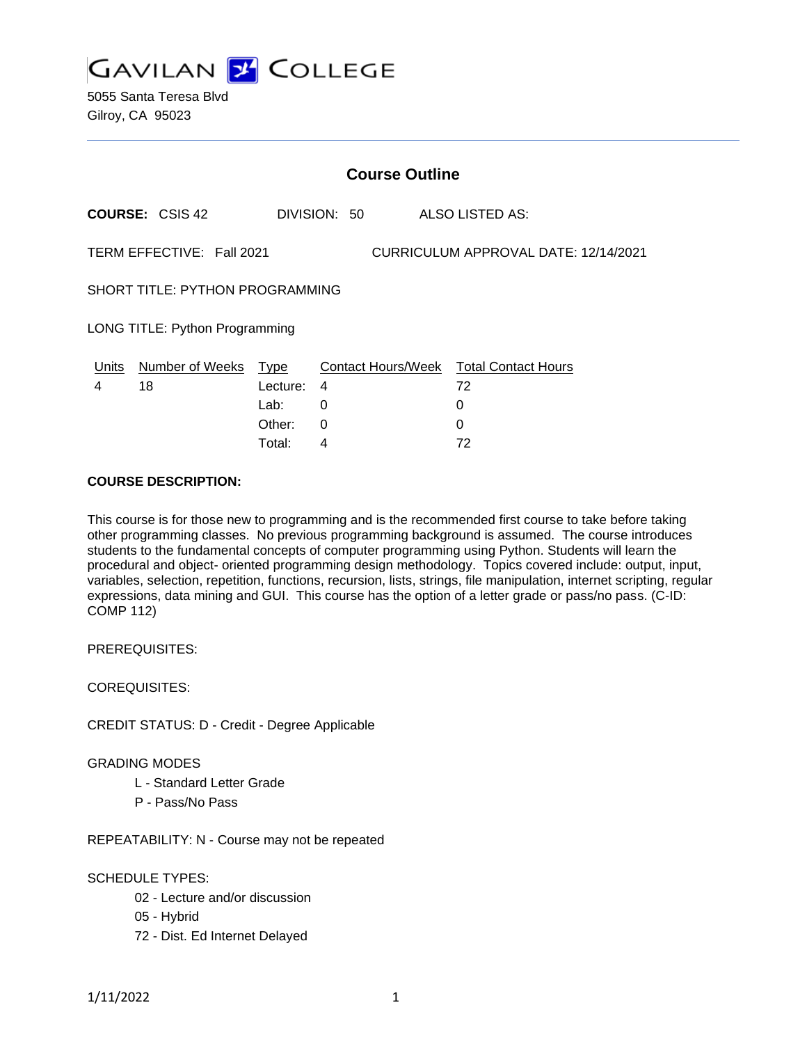# GAVILAN COLLEGE

5055 Santa Teresa Blvd
Gilroy, CA 95023

---

## Course Outline

**COURSE:** CSIS 42 DIVISION: 50 ALSO LISTED AS:

TERM EFFECTIVE: Fall 2021 CURRICULUM APPROVAL DATE: 12/14/2021

SHORT TITLE: PYTHON PROGRAMMING

LONG TITLE: Python Programming

| Units | Number of Weeks | Type | Contact Hours/Week | Total Contact Hours |
|---|---|---|---|---|
| 4 | 18 | Lecture: | 4 | 72 |
| | | Lab: | 0 | 0 |
| | | Other: | 0 | 0 |
| | | Total: | 4 | 72 |

**COURSE DESCRIPTION:**

This course is for those new to programming and is the recommended first course to take before taking other programming classes. No previous programming background is assumed. The course introduces students to the fundamental concepts of computer programming using Python. Students will learn the procedural and object- oriented programming design methodology. Topics covered include: output, input, variables, selection, repetition, functions, recursion, lists, strings, file manipulation, internet scripting, regular expressions, data mining and GUI. This course has the option of a letter grade or pass/no pass. (C-ID: COMP 112)

PREREQUISITES:

COREQUISITES:

CREDIT STATUS: D - Credit - Degree Applicable

GRADING MODES

- L - Standard Letter Grade
- P - Pass/No Pass

REPEATABILITY: N - Course may not be repeated

SCHEDULE TYPES:

- 02 - Lecture and/or discussion
- 05 - Hybrid
- 72 - Dist. Ed Internet Delayed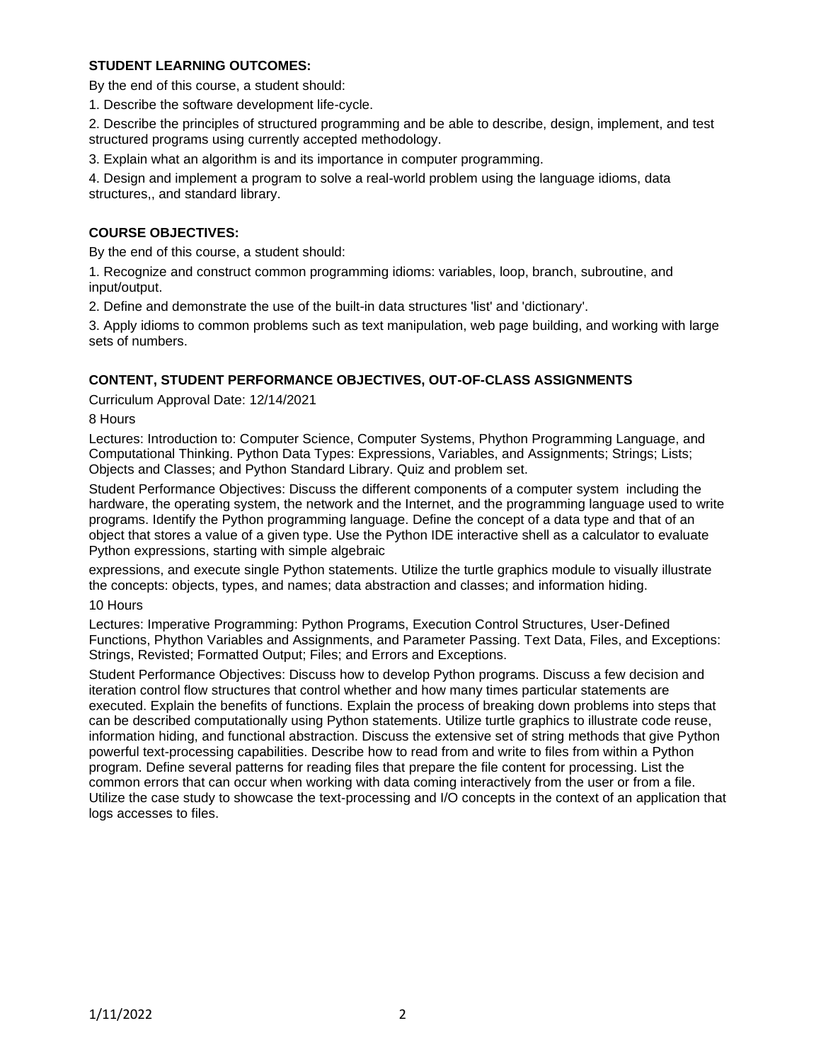**STUDENT LEARNING OUTCOMES:**

By the end of this course, a student should:

1. Describe the software development life-cycle.

2. Describe the principles of structured programming and be able to describe, design, implement, and test structured programs using currently accepted methodology.

3. Explain what an algorithm is and its importance in computer programming.

4. Design and implement a program to solve a real-world problem using the language idioms, data structures,, and standard library.

**COURSE OBJECTIVES:**

By the end of this course, a student should:

1. Recognize and construct common programming idioms: variables, loop, branch, subroutine, and input/output.

2. Define and demonstrate the use of the built-in data structures 'list' and 'dictionary'.

3. Apply idioms to common problems such as text manipulation, web page building, and working with large sets of numbers.

**CONTENT, STUDENT PERFORMANCE OBJECTIVES, OUT-OF-CLASS ASSIGNMENTS**

Curriculum Approval Date: 12/14/2021

8 Hours

Lectures: Introduction to: Computer Science, Computer Systems, Phython Programming Language, and Computational Thinking. Python Data Types: Expressions, Variables, and Assignments; Strings; Lists; Objects and Classes; and Python Standard Library. Quiz and problem set.

Student Performance Objectives: Discuss the different components of a computer system including the hardware, the operating system, the network and the Internet, and the programming language used to write programs. Identify the Python programming language. Define the concept of a data type and that of an object that stores a value of a given type. Use the Python IDE interactive shell as a calculator to evaluate Python expressions, starting with simple algebraic

expressions, and execute single Python statements. Utilize the turtle graphics module to visually illustrate the concepts: objects, types, and names; data abstraction and classes; and information hiding.

10 Hours

Lectures: Imperative Programming: Python Programs, Execution Control Structures, User-Defined Functions, Phython Variables and Assignments, and Parameter Passing. Text Data, Files, and Exceptions: Strings, Revisted; Formatted Output; Files; and Errors and Exceptions.

Student Performance Objectives: Discuss how to develop Python programs. Discuss a few decision and iteration control flow structures that control whether and how many times particular statements are executed. Explain the benefits of functions. Explain the process of breaking down problems into steps that can be described computationally using Python statements. Utilize turtle graphics to illustrate code reuse, information hiding, and functional abstraction. Discuss the extensive set of string methods that give Python powerful text-processing capabilities. Describe how to read from and write to files from within a Python program. Define several patterns for reading files that prepare the file content for processing. List the common errors that can occur when working with data coming interactively from the user or from a file. Utilize the case study to showcase the text-processing and I/O concepts in the context of an application that logs accesses to files.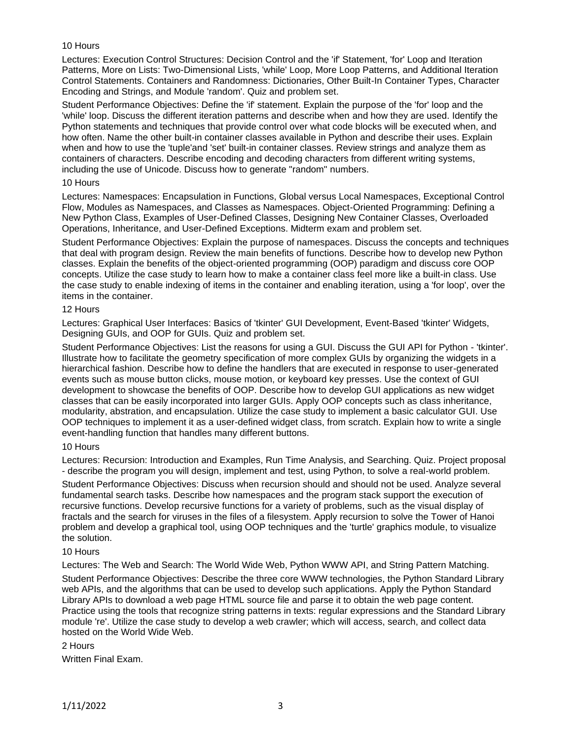10 Hours

Lectures: Execution Control Structures: Decision Control and the 'if' Statement, 'for' Loop and Iteration Patterns, More on Lists: Two-Dimensional Lists, 'while' Loop, More Loop Patterns, and Additional Iteration Control Statements. Containers and Randomness: Dictionaries, Other Built-In Container Types, Character Encoding and Strings, and Module 'random'. Quiz and problem set.

Student Performance Objectives: Define the 'if' statement. Explain the purpose of the 'for' loop and the 'while' loop. Discuss the different iteration patterns and describe when and how they are used. Identify the Python statements and techniques that provide control over what code blocks will be executed when, and how often. Name the other built-in container classes available in Python and describe their uses. Explain when and how to use the 'tuple'and 'set' built-in container classes. Review strings and analyze them as containers of characters. Describe encoding and decoding characters from different writing systems, including the use of Unicode. Discuss how to generate "random" numbers.

10 Hours

Lectures: Namespaces: Encapsulation in Functions, Global versus Local Namespaces, Exceptional Control Flow, Modules as Namespaces, and Classes as Namespaces. Object-Oriented Programming: Defining a New Python Class, Examples of User-Defined Classes, Designing New Container Classes, Overloaded Operations, Inheritance, and User-Defined Exceptions. Midterm exam and problem set.

Student Performance Objectives: Explain the purpose of namespaces. Discuss the concepts and techniques that deal with program design. Review the main benefits of functions. Describe how to develop new Python classes. Explain the benefits of the object-oriented programming (OOP) paradigm and discuss core OOP concepts. Utilize the case study to learn how to make a container class feel more like a built-in class. Use the case study to enable indexing of items in the container and enabling iteration, using a 'for loop', over the items in the container.

12 Hours

Lectures: Graphical User Interfaces: Basics of 'tkinter' GUI Development, Event-Based 'tkinter' Widgets, Designing GUIs, and OOP for GUIs. Quiz and problem set.

Student Performance Objectives: List the reasons for using a GUI. Discuss the GUI API for Python - 'tkinter'. Illustrate how to facilitate the geometry specification of more complex GUIs by organizing the widgets in a hierarchical fashion. Describe how to define the handlers that are executed in response to user-generated events such as mouse button clicks, mouse motion, or keyboard key presses. Use the context of GUI development to showcase the benefits of OOP. Describe how to develop GUI applications as new widget classes that can be easily incorporated into larger GUIs. Apply OOP concepts such as class inheritance, modularity, abstration, and encapsulation. Utilize the case study to implement a basic calculator GUI. Use OOP techniques to implement it as a user-defined widget class, from scratch. Explain how to write a single event-handling function that handles many different buttons.

10 Hours

Lectures: Recursion: Introduction and Examples, Run Time Analysis, and Searching. Quiz. Project proposal - describe the program you will design, implement and test, using Python, to solve a real-world problem.

Student Performance Objectives: Discuss when recursion should and should not be used. Analyze several fundamental search tasks. Describe how namespaces and the program stack support the execution of recursive functions. Develop recursive functions for a variety of problems, such as the visual display of fractals and the search for viruses in the files of a filesystem. Apply recursion to solve the Tower of Hanoi problem and develop a graphical tool, using OOP techniques and the 'turtle' graphics module, to visualize the solution.

10 Hours

Lectures: The Web and Search: The World Wide Web, Python WWW API, and String Pattern Matching.

Student Performance Objectives: Describe the three core WWW technologies, the Python Standard Library web APIs, and the algorithms that can be used to develop such applications. Apply the Python Standard Library APIs to download a web page HTML source file and parse it to obtain the web page content. Practice using the tools that recognize string patterns in texts: regular expressions and the Standard Library module 're'. Utilize the case study to develop a web crawler; which will access, search, and collect data hosted on the World Wide Web.

2 Hours

Written Final Exam.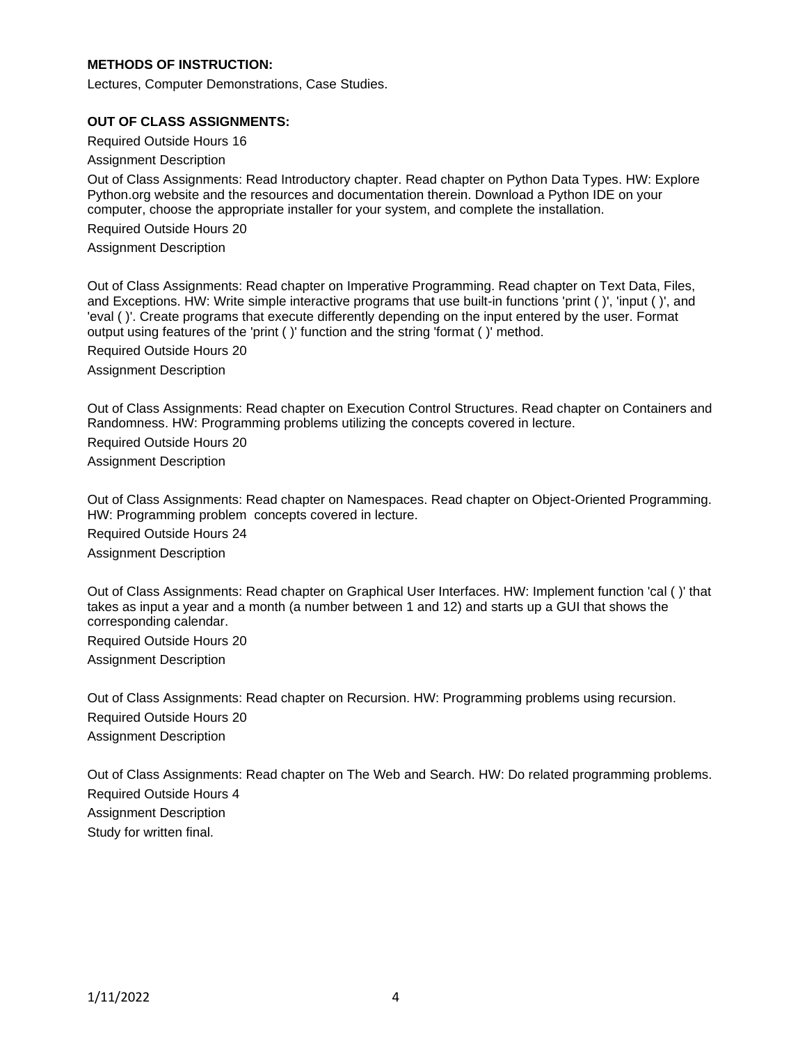**METHODS OF INSTRUCTION:**

Lectures, Computer Demonstrations, Case Studies.

**OUT OF CLASS ASSIGNMENTS:**

Required Outside Hours 16

Assignment Description

Out of Class Assignments: Read Introductory chapter. Read chapter on Python Data Types. HW: Explore Python.org website and the resources and documentation therein. Download a Python IDE on your computer, choose the appropriate installer for your system, and complete the installation.

Required Outside Hours 20

Assignment Description

Out of Class Assignments: Read chapter on Imperative Programming. Read chapter on Text Data, Files, and Exceptions. HW: Write simple interactive programs that use built-in functions 'print ( )', 'input ( )', and 'eval ( )'. Create programs that execute differently depending on the input entered by the user. Format output using features of the 'print ( )' function and the string 'format ( )' method.

Required Outside Hours 20

Assignment Description

Out of Class Assignments: Read chapter on Execution Control Structures. Read chapter on Containers and Randomness. HW: Programming problems utilizing the concepts covered in lecture.

Required Outside Hours 20

Assignment Description

Out of Class Assignments: Read chapter on Namespaces. Read chapter on Object-Oriented Programming. HW: Programming problem concepts covered in lecture.

Required Outside Hours 24

Assignment Description

Out of Class Assignments: Read chapter on Graphical User Interfaces. HW: Implement function 'cal ( )' that takes as input a year and a month (a number between 1 and 12) and starts up a GUI that shows the corresponding calendar.

Required Outside Hours 20

Assignment Description

Out of Class Assignments: Read chapter on Recursion. HW: Programming problems using recursion.

Required Outside Hours 20

Assignment Description

Out of Class Assignments: Read chapter on The Web and Search. HW: Do related programming problems.

Required Outside Hours 4

Assignment Description

Study for written final.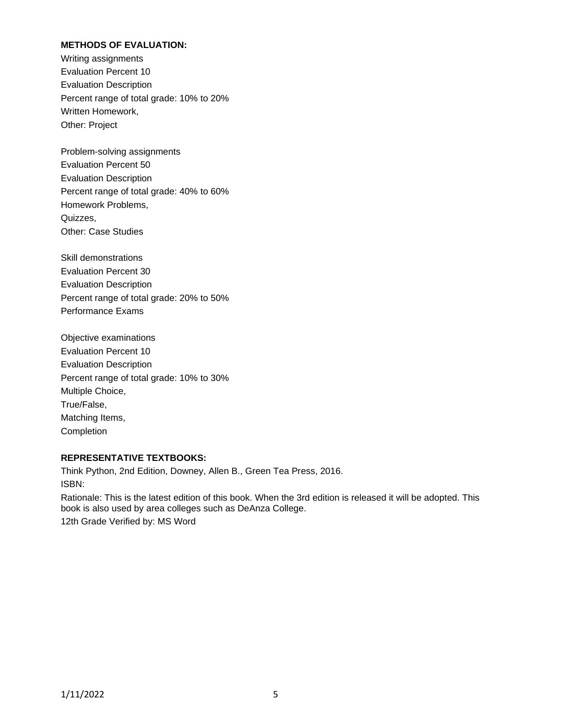**METHODS OF EVALUATION:**

Writing assignments
Evaluation Percent 10
Evaluation Description
Percent range of total grade: 10% to 20%
Written Homework,
Other: Project

Problem-solving assignments
Evaluation Percent 50
Evaluation Description
Percent range of total grade: 40% to 60%
Homework Problems,
Quizzes,
Other: Case Studies

Skill demonstrations
Evaluation Percent 30
Evaluation Description
Percent range of total grade: 20% to 50%
Performance Exams

Objective examinations
Evaluation Percent 10
Evaluation Description
Percent range of total grade: 10% to 30%
Multiple Choice,
True/False,
Matching Items,
Completion

**REPRESENTATIVE TEXTBOOKS:**

Think Python, 2nd Edition, Downey, Allen B., Green Tea Press, 2016.
ISBN:
Rationale: This is the latest edition of this book. When the 3rd edition is released it will be adopted. This book is also used by area colleges such as DeAnza College.
12th Grade Verified by: MS Word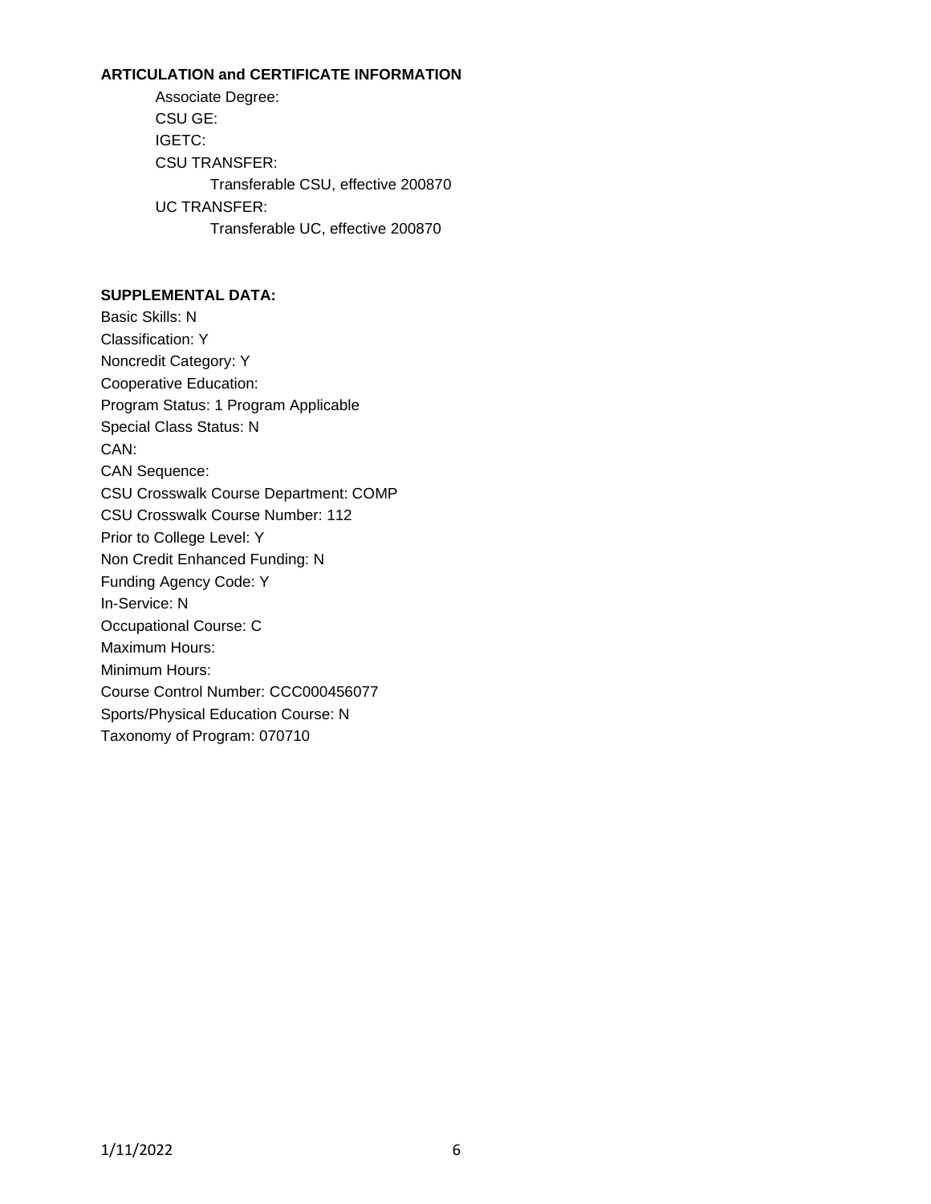**ARTICULATION and CERTIFICATE INFORMATION**

Associate Degree:
CSU GE:
IGETC:
CSU TRANSFER:
Transferable CSU, effective 200870
UC TRANSFER:
Transferable UC, effective 200870

**SUPPLEMENTAL DATA:**

Basic Skills: N
Classification: Y
Noncredit Category: Y
Cooperative Education:
Program Status: 1 Program Applicable
Special Class Status: N
CAN:
CAN Sequence:
CSU Crosswalk Course Department: COMP
CSU Crosswalk Course Number: 112
Prior to College Level: Y
Non Credit Enhanced Funding: N
Funding Agency Code: Y
In-Service: N
Occupational Course: C
Maximum Hours:
Minimum Hours:
Course Control Number: CCC000456077
Sports/Physical Education Course: N
Taxonomy of Program: 070710